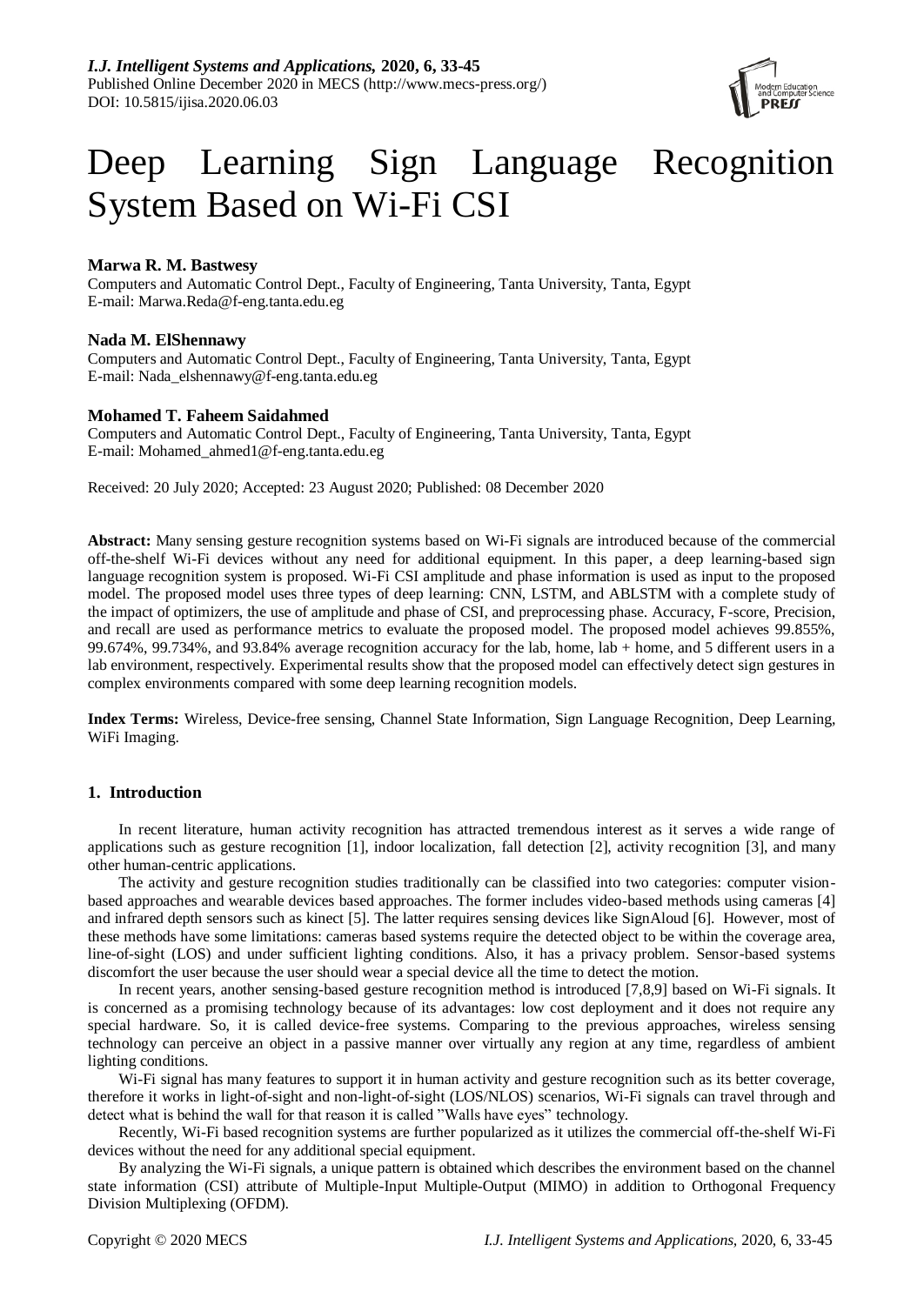# Deep Learning Sign Language Recognition System Based on Wi-Fi CSI

**Marwa R. M. Bastwesy**
Computers and Automatic Control Dept., Faculty of Engineering, Tanta University, Tanta, Egypt
E-mail: Marwa.Reda@f-eng.tanta.edu.eg

**Nada M. ElShennawy**
Computers and Automatic Control Dept., Faculty of Engineering, Tanta University, Tanta, Egypt
E-mail: Nada_elshennawy@f-eng.tanta.edu.eg

**Mohamed T. Faheem Saidahmed**
Computers and Automatic Control Dept., Faculty of Engineering, Tanta University, Tanta, Egypt
E-mail: Mohamed_ahmed1@f-eng.tanta.edu.eg

Received: 20 July 2020; Accepted: 23 August 2020; Published: 08 December 2020

**Abstract:** Many sensing gesture recognition systems based on Wi-Fi signals are introduced because of the commercial off-the-shelf Wi-Fi devices without any need for additional equipment. In this paper, a deep learning-based sign language recognition system is proposed. Wi-Fi CSI amplitude and phase information is used as input to the proposed model. The proposed model uses three types of deep learning: CNN, LSTM, and ABLSTM with a complete study of the impact of optimizers, the use of amplitude and phase of CSI, and preprocessing phase. Accuracy, F-score, Precision, and recall are used as performance metrics to evaluate the proposed model. The proposed model achieves 99.855%, 99.674%, 99.734%, and 93.84% average recognition accuracy for the lab, home, lab + home, and 5 different users in a lab environment, respectively. Experimental results show that the proposed model can effectively detect sign gestures in complex environments compared with some deep learning recognition models.

**Index Terms:** Wireless, Device-free sensing, Channel State Information, Sign Language Recognition, Deep Learning, WiFi Imaging.

## 1. Introduction

In recent literature, human activity recognition has attracted tremendous interest as it serves a wide range of applications such as gesture recognition [1], indoor localization, fall detection [2], activity recognition [3], and many other human-centric applications.

The activity and gesture recognition studies traditionally can be classified into two categories: computer vision-based approaches and wearable devices based approaches. The former includes video-based methods using cameras [4] and infrared depth sensors such as kinect [5]. The latter requires sensing devices like SignAloud [6]. However, most of these methods have some limitations: cameras based systems require the detected object to be within the coverage area, line-of-sight (LOS) and under sufficient lighting conditions. Also, it has a privacy problem. Sensor-based systems discomfort the user because the user should wear a special device all the time to detect the motion.

In recent years, another sensing-based gesture recognition method is introduced [7,8,9] based on Wi-Fi signals. It is concerned as a promising technology because of its advantages: low cost deployment and it does not require any special hardware. So, it is called device-free systems. Comparing to the previous approaches, wireless sensing technology can perceive an object in a passive manner over virtually any region at any time, regardless of ambient lighting conditions.

Wi-Fi signal has many features to support it in human activity and gesture recognition such as its better coverage, therefore it works in light-of-sight and non-light-of-sight (LOS/NLOS) scenarios, Wi-Fi signals can travel through and detect what is behind the wall for that reason it is called "Walls have eyes" technology.

Recently, Wi-Fi based recognition systems are further popularized as it utilizes the commercial off-the-shelf Wi-Fi devices without the need for any additional special equipment.

By analyzing the Wi-Fi signals, a unique pattern is obtained which describes the environment based on the channel state information (CSI) attribute of Multiple-Input Multiple-Output (MIMO) in addition to Orthogonal Frequency Division Multiplexing (OFDM).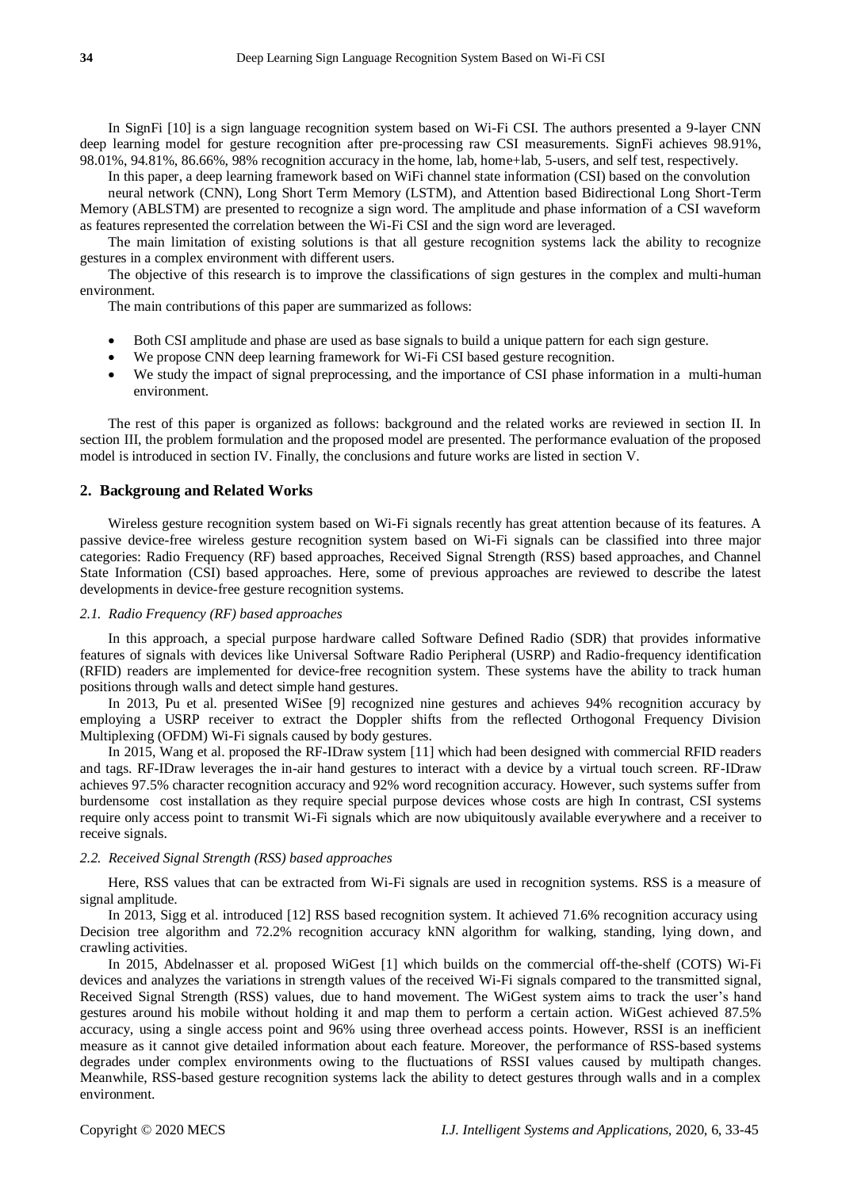In SignFi [10] is a sign language recognition system based on Wi-Fi CSI. The authors presented a 9-layer CNN deep learning model for gesture recognition after pre-processing raw CSI measurements. SignFi achieves 98.91%, 98.01%, 94.81%, 86.66%, 98% recognition accuracy in the home, lab, home+lab, 5-users, and self test, respectively.

In this paper, a deep learning framework based on WiFi channel state information (CSI) based on the convolution neural network (CNN), Long Short Term Memory (LSTM), and Attention based Bidirectional Long Short-Term Memory (ABLSTM) are presented to recognize a sign word. The amplitude and phase information of a CSI waveform as features represented the correlation between the Wi-Fi CSI and the sign word are leveraged.

The main limitation of existing solutions is that all gesture recognition systems lack the ability to recognize gestures in a complex environment with different users.

The objective of this research is to improve the classifications of sign gestures in the complex and multi-human environment.

The main contributions of this paper are summarized as follows:

- Both CSI amplitude and phase are used as base signals to build a unique pattern for each sign gesture.
- We propose CNN deep learning framework for Wi-Fi CSI based gesture recognition.
- We study the impact of signal preprocessing, and the importance of CSI phase information in a multi-human environment.

The rest of this paper is organized as follows: background and the related works are reviewed in section II. In section III, the problem formulation and the proposed model are presented. The performance evaluation of the proposed model is introduced in section IV. Finally, the conclusions and future works are listed in section V.

## 2. Backgroung and Related Works

Wireless gesture recognition system based on Wi-Fi signals recently has great attention because of its features. A passive device-free wireless gesture recognition system based on Wi-Fi signals can be classified into three major categories: Radio Frequency (RF) based approaches, Received Signal Strength (RSS) based approaches, and Channel State Information (CSI) based approaches. Here, some of previous approaches are reviewed to describe the latest developments in device-free gesture recognition systems.

### *2.1. Radio Frequency (RF) based approaches*

In this approach, a special purpose hardware called Software Defined Radio (SDR) that provides informative features of signals with devices like Universal Software Radio Peripheral (USRP) and Radio-frequency identification (RFID) readers are implemented for device-free recognition system. These systems have the ability to track human positions through walls and detect simple hand gestures.

In 2013, Pu et al. presented WiSee [9] recognized nine gestures and achieves 94% recognition accuracy by employing a USRP receiver to extract the Doppler shifts from the reflected Orthogonal Frequency Division Multiplexing (OFDM) Wi-Fi signals caused by body gestures.

In 2015, Wang et al. proposed the RF-IDraw system [11] which had been designed with commercial RFID readers and tags. RF-IDraw leverages the in-air hand gestures to interact with a device by a virtual touch screen. RF-IDraw achieves 97.5% character recognition accuracy and 92% word recognition accuracy. However, such systems suffer from burdensome cost installation as they require special purpose devices whose costs are high In contrast, CSI systems require only access point to transmit Wi-Fi signals which are now ubiquitously available everywhere and a receiver to receive signals.

### *2.2. Received Signal Strength (RSS) based approaches*

Here, RSS values that can be extracted from Wi-Fi signals are used in recognition systems. RSS is a measure of signal amplitude.

In 2013, Sigg et al. introduced [12] RSS based recognition system. It achieved 71.6% recognition accuracy using Decision tree algorithm and 72.2% recognition accuracy kNN algorithm for walking, standing, lying down, and crawling activities.

In 2015, Abdelnasser et al. proposed WiGest [1] which builds on the commercial off-the-shelf (COTS) Wi-Fi devices and analyzes the variations in strength values of the received Wi-Fi signals compared to the transmitted signal, Received Signal Strength (RSS) values, due to hand movement. The WiGest system aims to track the user's hand gestures around his mobile without holding it and map them to perform a certain action. WiGest achieved 87.5% accuracy, using a single access point and 96% using three overhead access points. However, RSSI is an inefficient measure as it cannot give detailed information about each feature. Moreover, the performance of RSS-based systems degrades under complex environments owing to the fluctuations of RSSI values caused by multipath changes. Meanwhile, RSS-based gesture recognition systems lack the ability to detect gestures through walls and in a complex environment.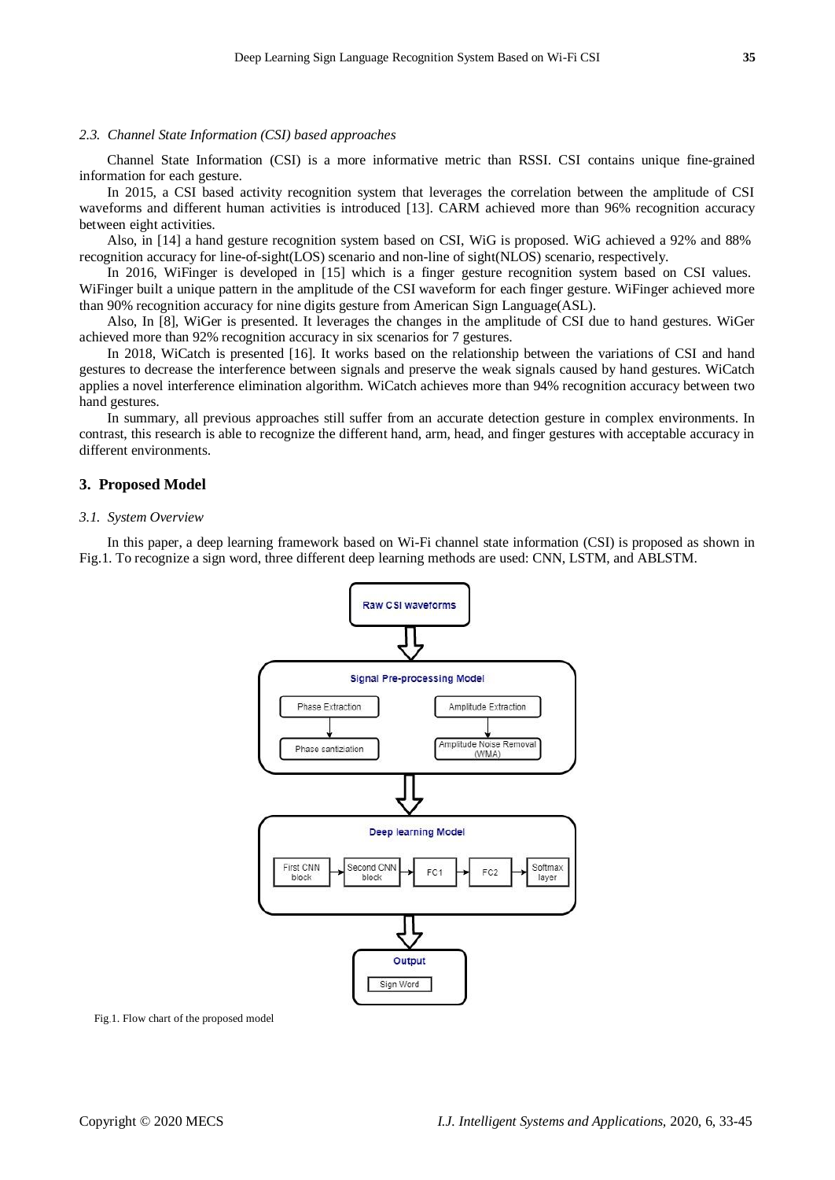### 2.3. Channel State Information (CSI) based approaches

Channel State Information (CSI) is a more informative metric than RSSI. CSI contains unique fine-grained information for each gesture.

In 2015, a CSI based activity recognition system that leverages the correlation between the amplitude of CSI waveforms and different human activities is introduced [13]. CARM achieved more than 96% recognition accuracy between eight activities.

Also, in [14] a hand gesture recognition system based on CSI, WiG is proposed. WiG achieved a 92% and 88% recognition accuracy for line-of-sight(LOS) scenario and non-line of sight(NLOS) scenario, respectively.

In 2016, WiFinger is developed in [15] which is a finger gesture recognition system based on CSI values. WiFinger built a unique pattern in the amplitude of the CSI waveform for each finger gesture. WiFinger achieved more than 90% recognition accuracy for nine digits gesture from American Sign Language(ASL).

Also, In [8], WiGer is presented. It leverages the changes in the amplitude of CSI due to hand gestures. WiGer achieved more than 92% recognition accuracy in six scenarios for 7 gestures.

In 2018, WiCatch is presented [16]. It works based on the relationship between the variations of CSI and hand gestures to decrease the interference between signals and preserve the weak signals caused by hand gestures. WiCatch applies a novel interference elimination algorithm. WiCatch achieves more than 94% recognition accuracy between two hand gestures.

In summary, all previous approaches still suffer from an accurate detection gesture in complex environments. In contrast, this research is able to recognize the different hand, arm, head, and finger gestures with acceptable accuracy in different environments.

## 3. Proposed Model

### 3.1. System Overview

In this paper, a deep learning framework based on Wi-Fi channel state information (CSI) is proposed as shown in Fig.1. To recognize a sign word, three different deep learning methods are used: CNN, LSTM, and ABLSTM.

Fig.1. Flow chart of the proposed model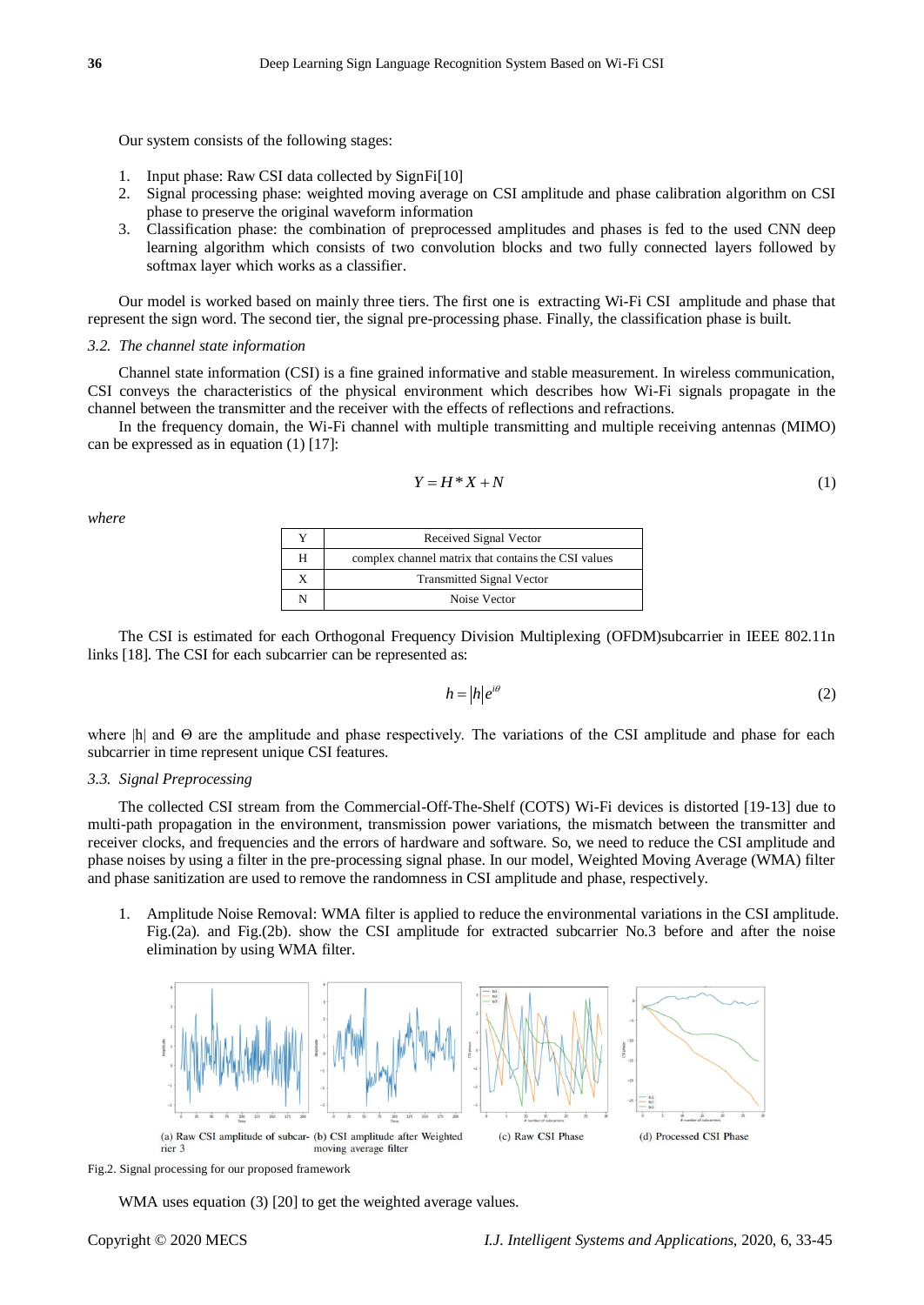Our system consists of the following stages:

1. Input phase: Raw CSI data collected by SignFi[10]
2. Signal processing phase: weighted moving average on CSI amplitude and phase calibration algorithm on CSI phase to preserve the original waveform information
3. Classification phase: the combination of preprocessed amplitudes and phases is fed to the used CNN deep learning algorithm which consists of two convolution blocks and two fully connected layers followed by softmax layer which works as a classifier.

Our model is worked based on mainly three tiers. The first one is extracting Wi-Fi CSI amplitude and phase that represent the sign word. The second tier, the signal pre-processing phase. Finally, the classification phase is built.

### *3.2. The channel state information*

Channel state information (CSI) is a fine grained informative and stable measurement. In wireless communication, CSI conveys the characteristics of the physical environment which describes how Wi-Fi signals propagate in the channel between the transmitter and the receiver with the effects of reflections and refractions.

In the frequency domain, the Wi-Fi channel with multiple transmitting and multiple receiving antennas (MIMO) can be expressed as in equation (1) [17]:

$$Y = H * X + N \tag{1}$$

*where*

| Y | Received Signal Vector |
|---|---|
| H | complex channel matrix that contains the CSI values |
| X | Transmitted Signal Vector |
| N | Noise Vector |

The CSI is estimated for each Orthogonal Frequency Division Multiplexing (OFDM)subcarrier in IEEE 802.11n links [18]. The CSI for each subcarrier can be represented as:

$$h = |h| e^{i\theta} \tag{2}$$

where |h| and Θ are the amplitude and phase respectively. The variations of the CSI amplitude and phase for each subcarrier in time represent unique CSI features.

### *3.3. Signal Preprocessing*

The collected CSI stream from the Commercial-Off-The-Shelf (COTS) Wi-Fi devices is distorted [19-13] due to multi-path propagation in the environment, transmission power variations, the mismatch between the transmitter and receiver clocks, and frequencies and the errors of hardware and software. So, we need to reduce the CSI amplitude and phase noises by using a filter in the pre-processing signal phase. In our model, Weighted Moving Average (WMA) filter and phase sanitization are used to remove the randomness in CSI amplitude and phase, respectively.

1. Amplitude Noise Removal: WMA filter is applied to reduce the environmental variations in the CSI amplitude. Fig.(2a). and Fig.(2b). show the CSI amplitude for extracted subcarrier No.3 before and after the noise elimination by using WMA filter.

(a) Raw CSI amplitude of subcarrier 3 (b) CSI amplitude after Weighted moving average filter (c) Raw CSI Phase (d) Processed CSI Phase

Fig.2. Signal processing for our proposed framework

WMA uses equation (3) [20] to get the weighted average values.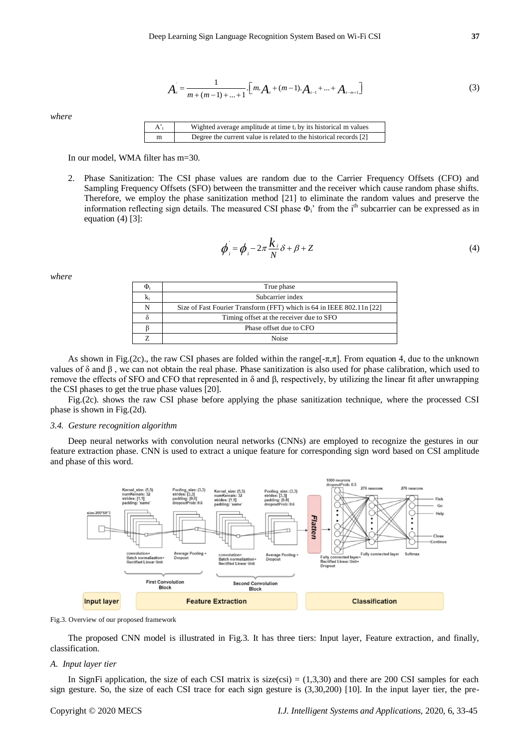$$A_t^{'} = \frac{1}{m+(m-1)+...+1}.\left[m.A_t + (m-1).A_{t-1} + ... + A_{t-m+1}\right] \tag{3}$$

*where*

| | |
|---|---|
| $A'_t$ | Wighted average amplitude at time $t_i$ by its historical m values |
| m | Degree the current value is related to the historical records [2] |

In our model, WMA filter has m=30.

2. Phase Sanitization: The CSI phase values are random due to the Carrier Frequency Offsets (CFO) and Sampling Frequency Offsets (SFO) between the transmitter and the receiver which cause random phase shifts. Therefore, we employ the phase sanitization method [21] to eliminate the random values and preserve the information reflecting sign details. The measured CSI phase $\Phi_i$' from the $i^{th}$ subcarrier can be expressed as in equation (4) [3]:

$$\phi_i^{'} = \phi_i - 2\pi \frac{k_i}{N}\delta + \beta + Z \tag{4}$$

*where*

| | |
|---|---|
| $\Phi_t$ | True phase |
| $k_i$ | Subcarrier index |
| N | Size of Fast Fourier Transform (FFT) which is 64 in IEEE 802.11n [22] |
| δ | Timing offset at the receiver due to SFO |
| β | Phase offset due to CFO |
| Z | Noise |

As shown in Fig.(2c)., the raw CSI phases are folded within the range[-π,π]. From equation 4, due to the unknown values of δ and β , we can not obtain the real phase. Phase sanitization is also used for phase calibration, which used to remove the effects of SFO and CFO that represented in δ and β, respectively, by utilizing the linear fit after unwrapping the CSI phases to get the true phase values [20].

Fig.(2c). shows the raw CSI phase before applying the phase sanitization technique, where the processed CSI phase is shown in Fig.(2d).

### *3.4. Gesture recognition algorithm*

Deep neural networks with convolution neural networks (CNNs) are employed to recognize the gestures in our feature extraction phase. CNN is used to extract a unique feature for corresponding sign word based on CSI amplitude and phase of this word.

Fig.3. Overview of our proposed framework

The proposed CNN model is illustrated in Fig.3. It has three tiers: Input layer, Feature extraction, and finally, classification.

#### *A. Input layer tier*

In SignFi application, the size of each CSI matrix is size(csi) = (1,3,30) and there are 200 CSI samples for each sign gesture. So, the size of each CSI trace for each sign gesture is (3,30,200) [10]. In the input layer tier, the pre-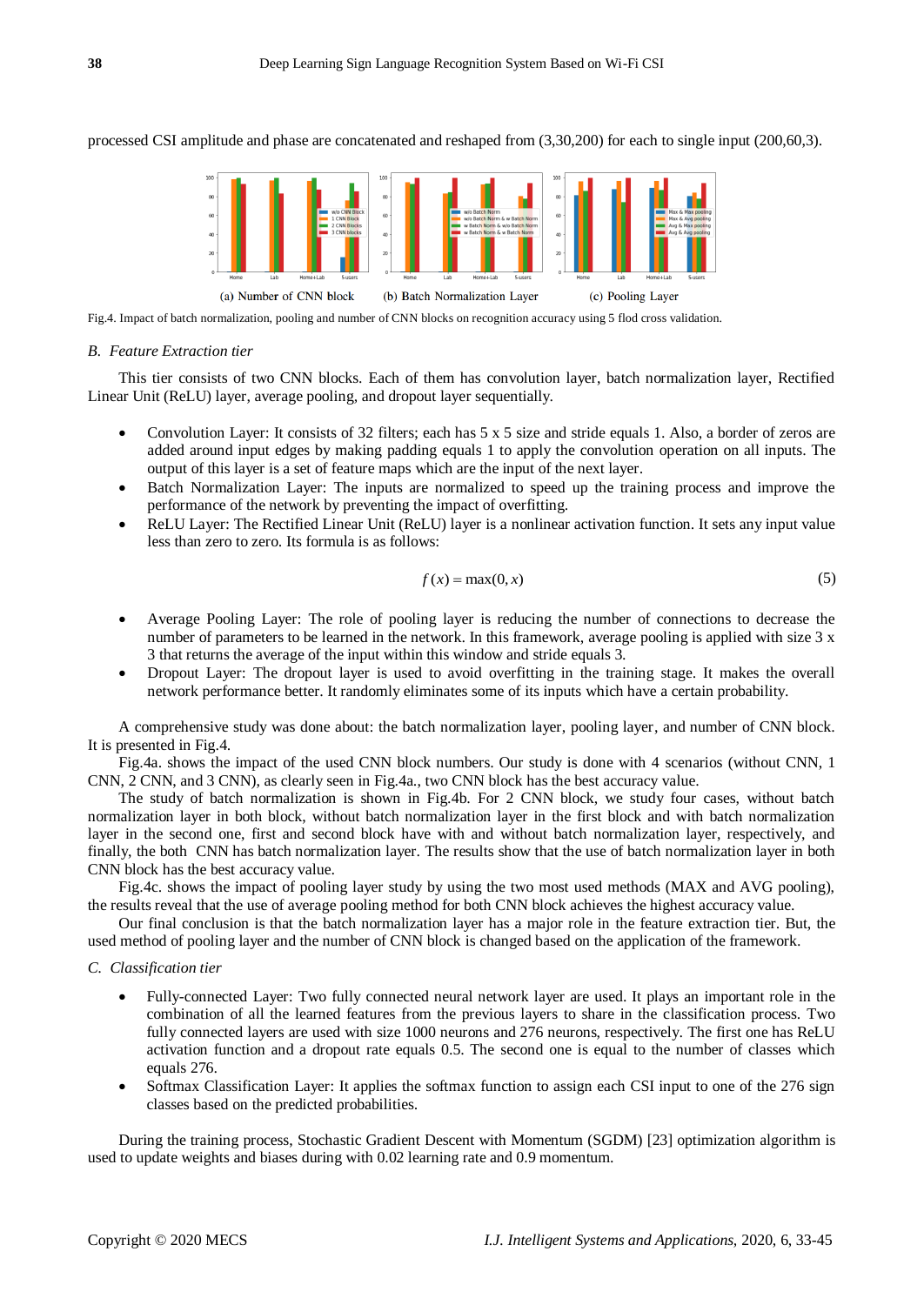processed CSI amplitude and phase are concatenated and reshaped from (3,30,200) for each to single input (200,60,3).

(a) Number of CNN block (b) Batch Normalization Layer (c) Pooling Layer

Fig.4. Impact of batch normalization, pooling and number of CNN blocks on recognition accuracy using 5 flod cross validation.

### *B. Feature Extraction tier*

This tier consists of two CNN blocks. Each of them has convolution layer, batch normalization layer, Rectified Linear Unit (ReLU) layer, average pooling, and dropout layer sequentially.

- Convolution Layer: It consists of 32 filters; each has 5 x 5 size and stride equals 1. Also, a border of zeros are added around input edges by making padding equals 1 to apply the convolution operation on all inputs. The output of this layer is a set of feature maps which are the input of the next layer.
- Batch Normalization Layer: The inputs are normalized to speed up the training process and improve the performance of the network by preventing the impact of overfitting.
- ReLU Layer: The Rectified Linear Unit (ReLU) layer is a nonlinear activation function. It sets any input value less than zero to zero. Its formula is as follows:

$$f(x) = \max(0, x) \tag{5}$$

- Average Pooling Layer: The role of pooling layer is reducing the number of connections to decrease the number of parameters to be learned in the network. In this framework, average pooling is applied with size 3 x 3 that returns the average of the input within this window and stride equals 3.
- Dropout Layer: The dropout layer is used to avoid overfitting in the training stage. It makes the overall network performance better. It randomly eliminates some of its inputs which have a certain probability.

A comprehensive study was done about: the batch normalization layer, pooling layer, and number of CNN block. It is presented in Fig.4.

Fig.4a. shows the impact of the used CNN block numbers. Our study is done with 4 scenarios (without CNN, 1 CNN, 2 CNN, and 3 CNN), as clearly seen in Fig.4a., two CNN block has the best accuracy value.

The study of batch normalization is shown in Fig.4b. For 2 CNN block, we study four cases, without batch normalization layer in both block, without batch normalization layer in the first block and with batch normalization layer in the second one, first and second block have with and without batch normalization layer, respectively, and finally, the both CNN has batch normalization layer. The results show that the use of batch normalization layer in both CNN block has the best accuracy value.

Fig.4c. shows the impact of pooling layer study by using the two most used methods (MAX and AVG pooling), the results reveal that the use of average pooling method for both CNN block achieves the highest accuracy value.

Our final conclusion is that the batch normalization layer has a major role in the feature extraction tier. But, the used method of pooling layer and the number of CNN block is changed based on the application of the framework.

### *C. Classification tier*

- Fully-connected Layer: Two fully connected neural network layer are used. It plays an important role in the combination of all the learned features from the previous layers to share in the classification process. Two fully connected layers are used with size 1000 neurons and 276 neurons, respectively. The first one has ReLU activation function and a dropout rate equals 0.5. The second one is equal to the number of classes which equals 276.
- Softmax Classification Layer: It applies the softmax function to assign each CSI input to one of the 276 sign classes based on the predicted probabilities.

During the training process, Stochastic Gradient Descent with Momentum (SGDM) [23] optimization algorithm is used to update weights and biases during with 0.02 learning rate and 0.9 momentum.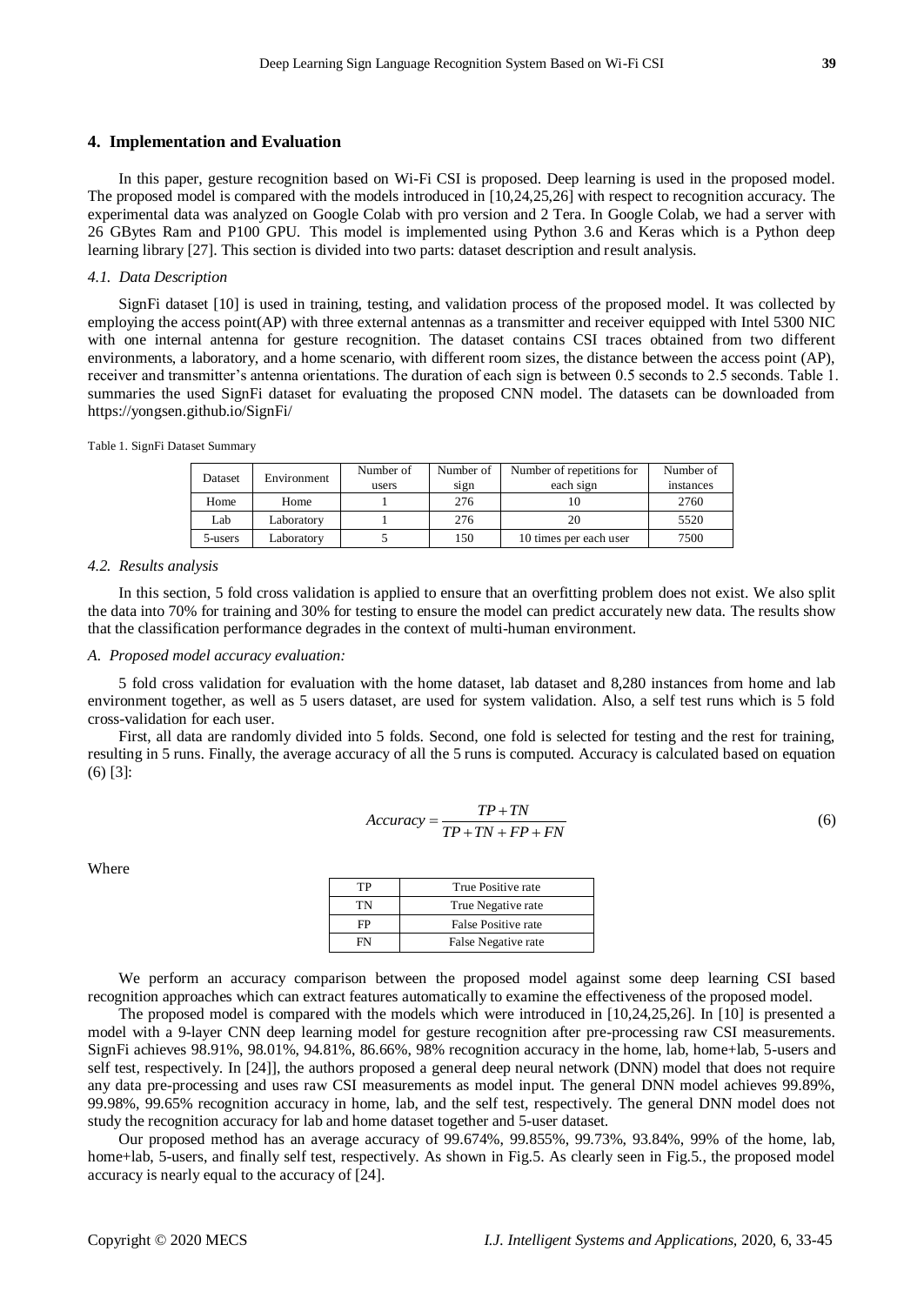## 4. Implementation and Evaluation

In this paper, gesture recognition based on Wi-Fi CSI is proposed. Deep learning is used in the proposed model. The proposed model is compared with the models introduced in [10,24,25,26] with respect to recognition accuracy. The experimental data was analyzed on Google Colab with pro version and 2 Tera. In Google Colab, we had a server with 26 GBytes Ram and P100 GPU. This model is implemented using Python 3.6 and Keras which is a Python deep learning library [27]. This section is divided into two parts: dataset description and result analysis.

### *4.1. Data Description*

SignFi dataset [10] is used in training, testing, and validation process of the proposed model. It was collected by employing the access point(AP) with three external antennas as a transmitter and receiver equipped with Intel 5300 NIC with one internal antenna for gesture recognition. The dataset contains CSI traces obtained from two different environments, a laboratory, and a home scenario, with different room sizes, the distance between the access point (AP), receiver and transmitter's antenna orientations. The duration of each sign is between 0.5 seconds to 2.5 seconds. Table 1. summaries the used SignFi dataset for evaluating the proposed CNN model. The datasets can be downloaded from https://yongsen.github.io/SignFi/

Table 1. SignFi Dataset Summary

| Dataset | Environment | Number of users | Number of sign | Number of repetitions for each sign | Number of instances |
|---|---|---|---|---|---|
| Home | Home | 1 | 276 | 10 | 2760 |
| Lab | Laboratory | 1 | 276 | 20 | 5520 |
| 5-users | Laboratory | 5 | 150 | 10 times per each user | 7500 |

### *4.2. Results analysis*

In this section, 5 fold cross validation is applied to ensure that an overfitting problem does not exist. We also split the data into 70% for training and 30% for testing to ensure the model can predict accurately new data. The results show that the classification performance degrades in the context of multi-human environment.

*A. Proposed model accuracy evaluation:*

5 fold cross validation for evaluation with the home dataset, lab dataset and 8,280 instances from home and lab environment together, as well as 5 users dataset, are used for system validation. Also, a self test runs which is 5 fold cross-validation for each user.

First, all data are randomly divided into 5 folds. Second, one fold is selected for testing and the rest for training, resulting in 5 runs. Finally, the average accuracy of all the 5 runs is computed. Accuracy is calculated based on equation (6) [3]:

$$Accuracy = \frac{TP + TN}{TP + TN + FP + FN} \tag{6}$$

Where

| TP | True Positive rate |
|---|---|
| TN | True Negative rate |
| FP | False Positive rate |
| FN | False Negative rate |

We perform an accuracy comparison between the proposed model against some deep learning CSI based recognition approaches which can extract features automatically to examine the effectiveness of the proposed model.

The proposed model is compared with the models which were introduced in [10,24,25,26]. In [10] is presented a model with a 9-layer CNN deep learning model for gesture recognition after pre-processing raw CSI measurements. SignFi achieves 98.91%, 98.01%, 94.81%, 86.66%, 98% recognition accuracy in the home, lab, home+lab, 5-users and self test, respectively. In [24]], the authors proposed a general deep neural network (DNN) model that does not require any data pre-processing and uses raw CSI measurements as model input. The general DNN model achieves 99.89%, 99.98%, 99.65% recognition accuracy in home, lab, and the self test, respectively. The general DNN model does not study the recognition accuracy for lab and home dataset together and 5-user dataset.

Our proposed method has an average accuracy of 99.674%, 99.855%, 99.73%, 93.84%, 99% of the home, lab, home+lab, 5-users, and finally self test, respectively. As shown in Fig.5. As clearly seen in Fig.5., the proposed model accuracy is nearly equal to the accuracy of [24].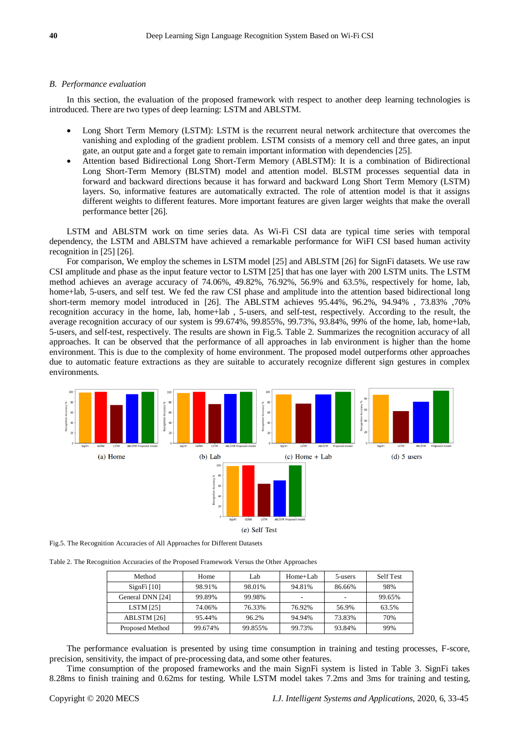### B. Performance evaluation

In this section, the evaluation of the proposed framework with respect to another deep learning technologies is introduced. There are two types of deep learning: LSTM and ABLSTM.

- Long Short Term Memory (LSTM): LSTM is the recurrent neural network architecture that overcomes the vanishing and exploding of the gradient problem. LSTM consists of a memory cell and three gates, an input gate, an output gate and a forget gate to remain important information with dependencies [25].
- Attention based Bidirectional Long Short-Term Memory (ABLSTM): It is a combination of Bidirectional Long Short-Term Memory (BLSTM) model and attention model. BLSTM processes sequential data in forward and backward directions because it has forward and backward Long Short Term Memory (LSTM) layers. So, informative features are automatically extracted. The role of attention model is that it assigns different weights to different features. More important features are given larger weights that make the overall performance better [26].

LSTM and ABLSTM work on time series data. As Wi-Fi CSI data are typical time series with temporal dependency, the LSTM and ABLSTM have achieved a remarkable performance for WiFI CSI based human activity recognition in [25] [26].

For comparison, We employ the schemes in LSTM model [25] and ABLSTM [26] for SignFi datasets. We use raw CSI amplitude and phase as the input feature vector to LSTM [25] that has one layer with 200 LSTM units. The LSTM method achieves an average accuracy of 74.06%, 49.82%, 76.92%, 56.9% and 63.5%, respectively for home, lab, home+lab, 5-users, and self test. We fed the raw CSI phase and amplitude into the attention based bidirectional long short-term memory model introduced in [26]. The ABLSTM achieves 95.44%, 96.2%, 94.94% , 73.83% ,70% recognition accuracy in the home, lab, home+lab , 5-users, and self-test, respectively. According to the result, the average recognition accuracy of our system is 99.674%, 99.855%, 99.73%, 93.84%, 99% of the home, lab, home+lab, 5-users, and self-test, respectively. The results are shown in Fig.5. Table 2. Summarizes the recognition accuracy of all approaches. It can be observed that the performance of all approaches in lab environment is higher than the home environment. This is due to the complexity of home environment. The proposed model outperforms other approaches due to automatic feature extractions as they are suitable to accurately recognize different sign gestures in complex environments.

(a) Home (b) Lab (c) Home + Lab (d) 5 users (e) Self Test

Fig.5. The Recognition Accuracies of All Approaches for Different Datasets

Table 2. The Recognition Accuracies of the Proposed Framework Versus the Other Approaches

| Method | Home | Lab | Home+Lab | 5-users | Self Test |
|---|---|---|---|---|---|
| SignFi [10] | 98.91% | 98.01% | 94.81% | 86.66% | 98% |
| General DNN [24] | 99.89% | 99.98% | - | - | 99.65% |
| LSTM [25] | 74.06% | 76.33% | 76.92% | 56.9% | 63.5% |
| ABLSTM [26] | 95.44% | 96.2% | 94.94% | 73.83% | 70% |
| Proposed Method | 99.674% | 99.855% | 99.73% | 93.84% | 99% |

The performance evaluation is presented by using time consumption in training and testing processes, F-score, precision, sensitivity, the impact of pre-processing data, and some other features.

Time consumption of the proposed frameworks and the main SignFi system is listed in Table 3. SignFi takes 8.28ms to finish training and 0.62ms for testing. While LSTM model takes 7.2ms and 3ms for training and testing,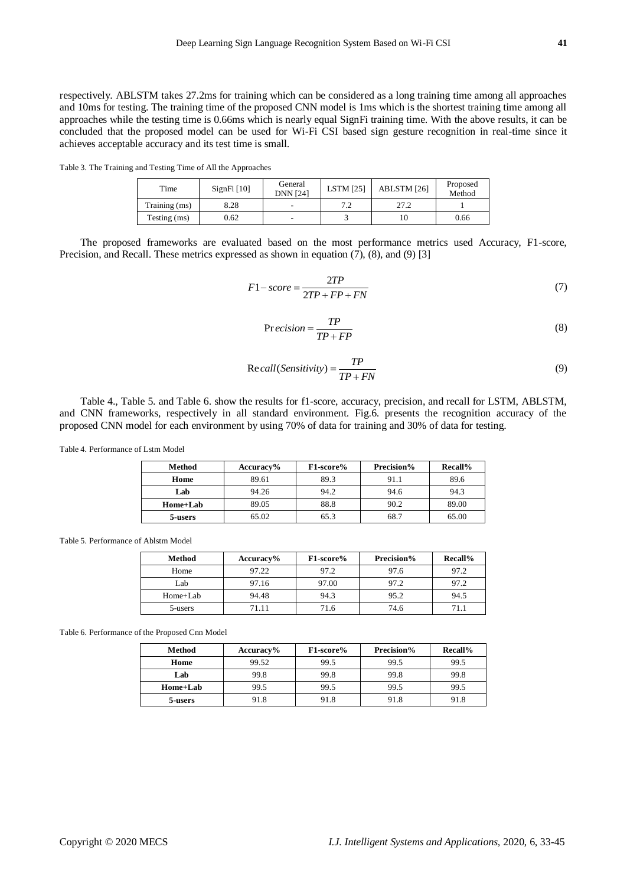respectively. ABLSTM takes 27.2ms for training which can be considered as a long training time among all approaches and 10ms for testing. The training time of the proposed CNN model is 1ms which is the shortest training time among all approaches while the testing time is 0.66ms which is nearly equal SignFi training time. With the above results, it can be concluded that the proposed model can be used for Wi-Fi CSI based sign gesture recognition in real-time since it achieves acceptable accuracy and its test time is small.

Table 3. The Training and Testing Time of All the Approaches

| Time | SignFi [10] | General DNN [24] | LSTM [25] | ABLSTM [26] | Proposed Method |
|---|---|---|---|---|---|
| Training (ms) | 8.28 | - | 7.2 | 27.2 | 1 |
| Testing (ms) | 0.62 | - | 3 | 10 | 0.66 |

The proposed frameworks are evaluated based on the most performance metrics used Accuracy, F1-score, Precision, and Recall. These metrics expressed as shown in equation (7), (8), and (9) [3]

$$F1-score = \frac{2TP}{2TP + FP + FN} \tag{7}$$

$$\text{Precision} = \frac{TP}{TP + FP} \tag{8}$$

$$\text{Recall}(Sensitivity) = \frac{TP}{TP + FN} \tag{9}$$

Table 4., Table 5. and Table 6. show the results for f1-score, accuracy, precision, and recall for LSTM, ABLSTM, and CNN frameworks, respectively in all standard environment. Fig.6. presents the recognition accuracy of the proposed CNN model for each environment by using 70% of data for training and 30% of data for testing.

Table 4. Performance of Lstm Model

| **Method** | **Accuracy%** | **F1-score%** | **Precision%** | **Recall%** |
|---|---|---|---|---|
| **Home** | 89.61 | 89.3 | 91.1 | 89.6 |
| **Lab** | 94.26 | 94.2 | 94.6 | 94.3 |
| **Home+Lab** | 89.05 | 88.8 | 90.2 | 89.00 |
| **5-users** | 65.02 | 65.3 | 68.7 | 65.00 |

Table 5. Performance of Ablstm Model

| **Method** | **Accuracy%** | **F1-score%** | **Precision%** | **Recall%** |
|---|---|---|---|---|
| Home | 97.22 | 97.2 | 97.6 | 97.2 |
| Lab | 97.16 | 97.00 | 97.2 | 97.2 |
| Home+Lab | 94.48 | 94.3 | 95.2 | 94.5 |
| 5-users | 71.11 | 71.6 | 74.6 | 71.1 |

Table 6. Performance of the Proposed Cnn Model

| **Method** | **Accuracy%** | **F1-score%** | **Precision%** | **Recall%** |
|---|---|---|---|---|
| **Home** | 99.52 | 99.5 | 99.5 | 99.5 |
| **Lab** | 99.8 | 99.8 | 99.8 | 99.8 |
| **Home+Lab** | 99.5 | 99.5 | 99.5 | 99.5 |
| **5-users** | 91.8 | 91.8 | 91.8 | 91.8 |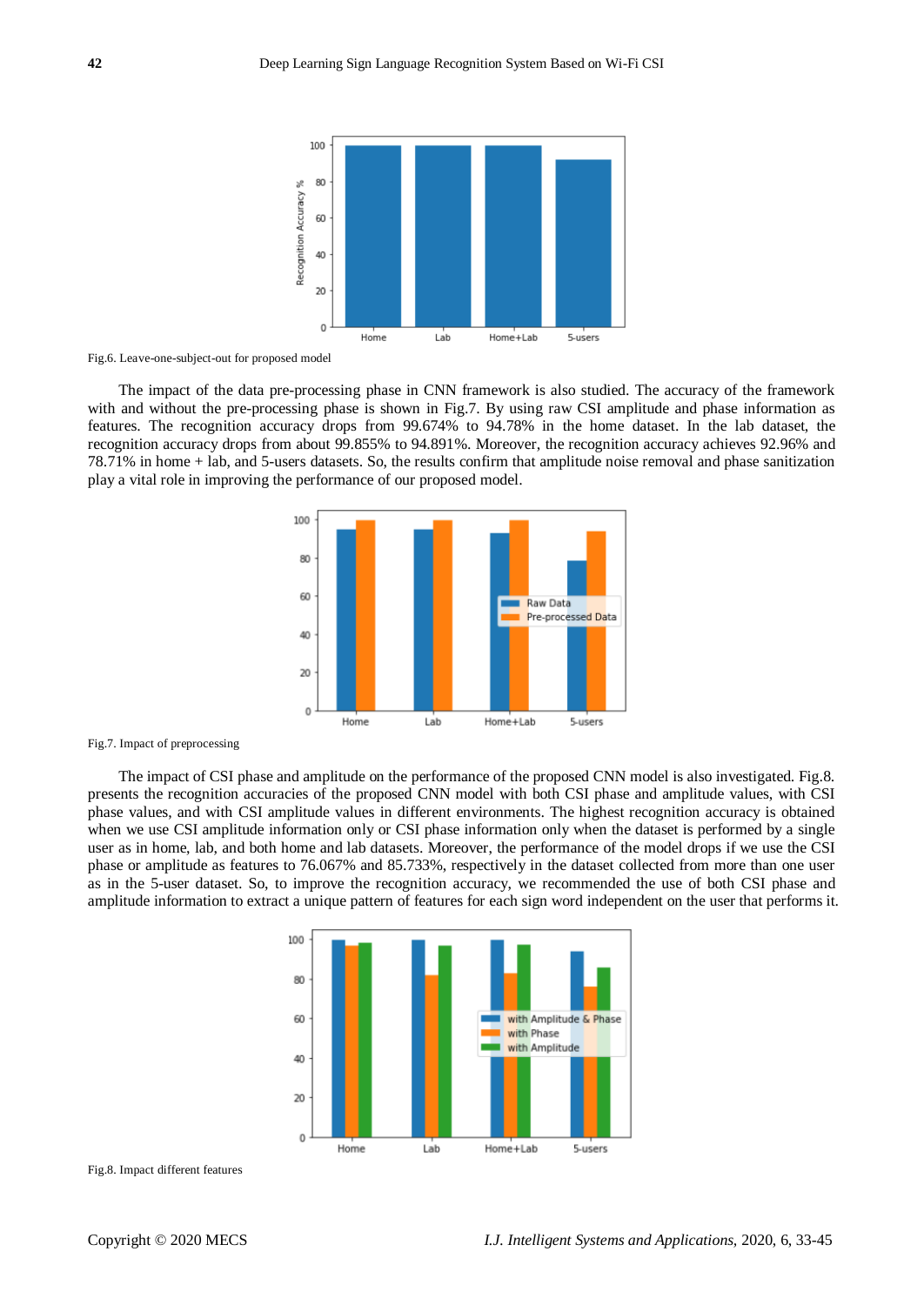Fig.6. Leave-one-subject-out for proposed model

The impact of the data pre-processing phase in CNN framework is also studied. The accuracy of the framework with and without the pre-processing phase is shown in Fig.7. By using raw CSI amplitude and phase information as features. The recognition accuracy drops from 99.674% to 94.78% in the home dataset. In the lab dataset, the recognition accuracy drops from about 99.855% to 94.891%. Moreover, the recognition accuracy achieves 92.96% and 78.71% in home + lab, and 5-users datasets. So, the results confirm that amplitude noise removal and phase sanitization play a vital role in improving the performance of our proposed model.

Fig.7. Impact of preprocessing

The impact of CSI phase and amplitude on the performance of the proposed CNN model is also investigated. Fig.8. presents the recognition accuracies of the proposed CNN model with both CSI phase and amplitude values, with CSI phase values, and with CSI amplitude values in different environments. The highest recognition accuracy is obtained when we use CSI amplitude information only or CSI phase information only when the dataset is performed by a single user as in home, lab, and both home and lab datasets. Moreover, the performance of the model drops if we use the CSI phase or amplitude as features to 76.067% and 85.733%, respectively in the dataset collected from more than one user as in the 5-user dataset. So, to improve the recognition accuracy, we recommended the use of both CSI phase and amplitude information to extract a unique pattern of features for each sign word independent on the user that performs it.

Fig.8. Impact different features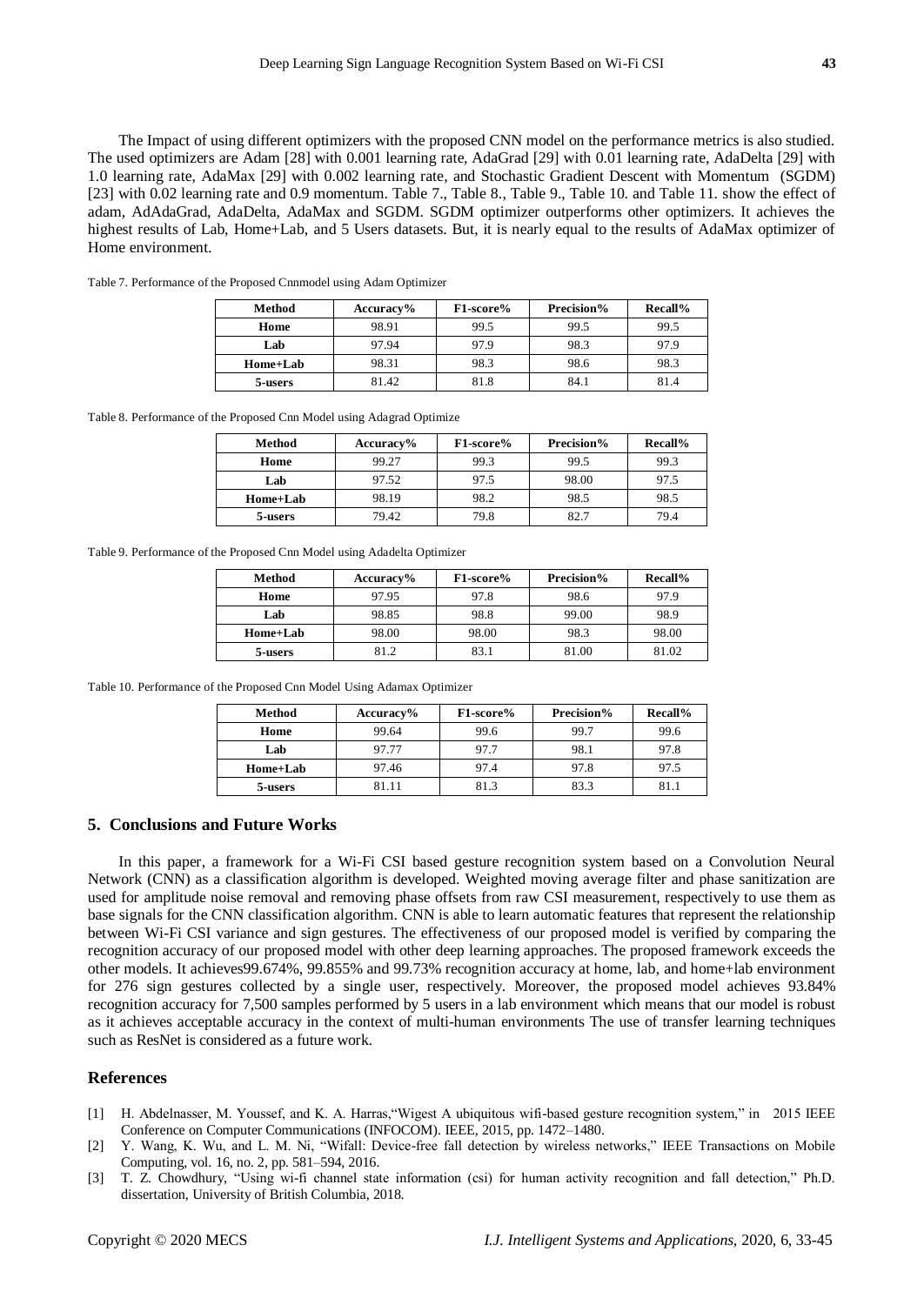The Impact of using different optimizers with the proposed CNN model on the performance metrics is also studied. The used optimizers are Adam [28] with 0.001 learning rate, AdaGrad [29] with 0.01 learning rate, AdaDelta [29] with 1.0 learning rate, AdaMax [29] with 0.002 learning rate, and Stochastic Gradient Descent with Momentum (SGDM) [23] with 0.02 learning rate and 0.9 momentum. Table 7., Table 8., Table 9., Table 10. and Table 11. show the effect of adam, AdAdaGrad, AdaDelta, AdaMax and SGDM. SGDM optimizer outperforms other optimizers. It achieves the highest results of Lab, Home+Lab, and 5 Users datasets. But, it is nearly equal to the results of AdaMax optimizer of Home environment.

Table 7. Performance of the Proposed Cnnmodel using Adam Optimizer

| Method | Accuracy% | F1-score% | Precision% | Recall% |
|---|---|---|---|---|
| Home | 98.91 | 99.5 | 99.5 | 99.5 |
| Lab | 97.94 | 97.9 | 98.3 | 97.9 |
| Home+Lab | 98.31 | 98.3 | 98.6 | 98.3 |
| 5-users | 81.42 | 81.8 | 84.1 | 81.4 |

Table 8. Performance of the Proposed Cnn Model using Adagrad Optimize

| Method | Accuracy% | F1-score% | Precision% | Recall% |
|---|---|---|---|---|
| Home | 99.27 | 99.3 | 99.5 | 99.3 |
| Lab | 97.52 | 97.5 | 98.00 | 97.5 |
| Home+Lab | 98.19 | 98.2 | 98.5 | 98.5 |
| 5-users | 79.42 | 79.8 | 82.7 | 79.4 |

Table 9. Performance of the Proposed Cnn Model using Adadelta Optimizer

| Method | Accuracy% | F1-score% | Precision% | Recall% |
|---|---|---|---|---|
| Home | 97.95 | 97.8 | 98.6 | 97.9 |
| Lab | 98.85 | 98.8 | 99.00 | 98.9 |
| Home+Lab | 98.00 | 98.00 | 98.3 | 98.00 |
| 5-users | 81.2 | 83.1 | 81.00 | 81.02 |

Table 10. Performance of the Proposed Cnn Model Using Adamax Optimizer

| Method | Accuracy% | F1-score% | Precision% | Recall% |
|---|---|---|---|---|
| Home | 99.64 | 99.6 | 99.7 | 99.6 |
| Lab | 97.77 | 97.7 | 98.1 | 97.8 |
| Home+Lab | 97.46 | 97.4 | 97.8 | 97.5 |
| 5-users | 81.11 | 81.3 | 83.3 | 81.1 |

## 5. Conclusions and Future Works

In this paper, a framework for a Wi-Fi CSI based gesture recognition system based on a Convolution Neural Network (CNN) as a classification algorithm is developed. Weighted moving average filter and phase sanitization are used for amplitude noise removal and removing phase offsets from raw CSI measurement, respectively to use them as base signals for the CNN classification algorithm. CNN is able to learn automatic features that represent the relationship between Wi-Fi CSI variance and sign gestures. The effectiveness of our proposed model is verified by comparing the recognition accuracy of our proposed model with other deep learning approaches. The proposed framework exceeds the other models. It achieves99.674%, 99.855% and 99.73% recognition accuracy at home, lab, and home+lab environment for 276 sign gestures collected by a single user, respectively. Moreover, the proposed model achieves 93.84% recognition accuracy for 7,500 samples performed by 5 users in a lab environment which means that our model is robust as it achieves acceptable accuracy in the context of multi-human environments The use of transfer learning techniques such as ResNet is considered as a future work.

## References

[1] H. Abdelnasser, M. Youssef, and K. A. Harras,"Wigest A ubiquitous wifi-based gesture recognition system," in 2015 IEEE Conference on Computer Communications (INFOCOM). IEEE, 2015, pp. 1472–1480.

[2] Y. Wang, K. Wu, and L. M. Ni, "Wifall: Device-free fall detection by wireless networks," IEEE Transactions on Mobile Computing, vol. 16, no. 2, pp. 581–594, 2016.

[3] T. Z. Chowdhury, "Using wi-fi channel state information (csi) for human activity recognition and fall detection," Ph.D. dissertation, University of British Columbia, 2018.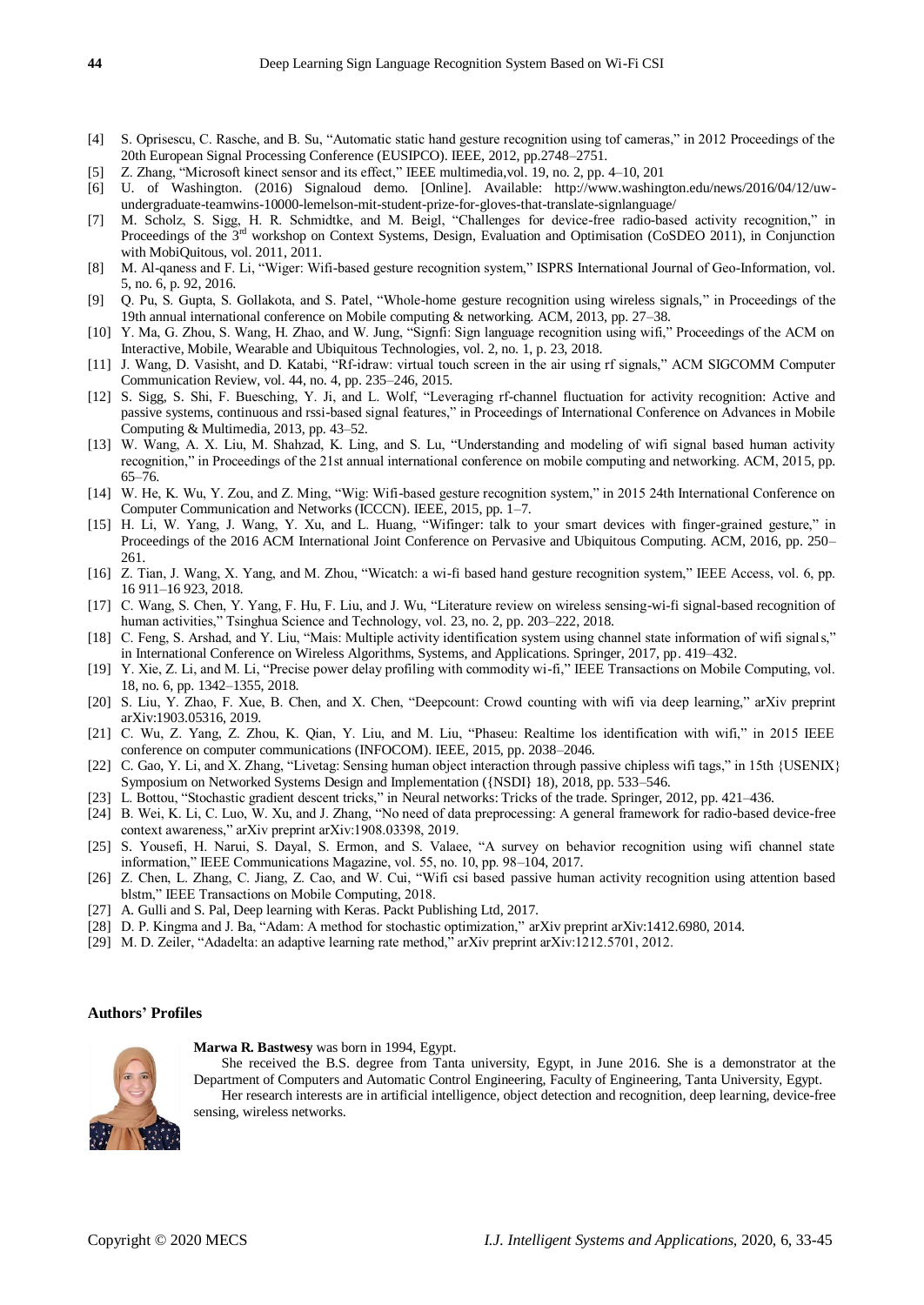[4] S. Oprisescu, C. Rasche, and B. Su, "Automatic static hand gesture recognition using tof cameras," in 2012 Proceedings of the 20th European Signal Processing Conference (EUSIPCO). IEEE, 2012, pp.2748–2751.

[5] Z. Zhang, "Microsoft kinect sensor and its effect," IEEE multimedia,vol. 19, no. 2, pp. 4–10, 201

[6] U. of Washington. (2016) Signaloud demo. [Online]. Available: http://www.washington.edu/news/2016/04/12/uw-undergraduate-teamwins-10000-lemelson-mit-student-prize-for-gloves-that-translate-signlanguage/

[7] M. Scholz, S. Sigg, H. R. Schmidtke, and M. Beigl, "Challenges for device-free radio-based activity recognition," in Proceedings of the 3rd workshop on Context Systems, Design, Evaluation and Optimisation (CoSDEO 2011), in Conjunction with MobiQuitous, vol. 2011, 2011.

[8] M. Al-qaness and F. Li, "Wiger: Wifi-based gesture recognition system," ISPRS International Journal of Geo-Information, vol. 5, no. 6, p. 92, 2016.

[9] Q. Pu, S. Gupta, S. Gollakota, and S. Patel, "Whole-home gesture recognition using wireless signals," in Proceedings of the 19th annual international conference on Mobile computing & networking. ACM, 2013, pp. 27–38.

[10] Y. Ma, G. Zhou, S. Wang, H. Zhao, and W. Jung, "Signfi: Sign language recognition using wifi," Proceedings of the ACM on Interactive, Mobile, Wearable and Ubiquitous Technologies, vol. 2, no. 1, p. 23, 2018.

[11] J. Wang, D. Vasisht, and D. Katabi, "Rf-idraw: virtual touch screen in the air using rf signals," ACM SIGCOMM Computer Communication Review, vol. 44, no. 4, pp. 235–246, 2015.

[12] S. Sigg, S. Shi, F. Buesching, Y. Ji, and L. Wolf, "Leveraging rf-channel fluctuation for activity recognition: Active and passive systems, continuous and rssi-based signal features," in Proceedings of International Conference on Advances in Mobile Computing & Multimedia, 2013, pp. 43–52.

[13] W. Wang, A. X. Liu, M. Shahzad, K. Ling, and S. Lu, "Understanding and modeling of wifi signal based human activity recognition," in Proceedings of the 21st annual international conference on mobile computing and networking. ACM, 2015, pp. 65–76.

[14] W. He, K. Wu, Y. Zou, and Z. Ming, "Wig: Wifi-based gesture recognition system," in 2015 24th International Conference on Computer Communication and Networks (ICCCN). IEEE, 2015, pp. 1–7.

[15] H. Li, W. Yang, J. Wang, Y. Xu, and L. Huang, "Wifinger: talk to your smart devices with finger-grained gesture," in Proceedings of the 2016 ACM International Joint Conference on Pervasive and Ubiquitous Computing. ACM, 2016, pp. 250–261.

[16] Z. Tian, J. Wang, X. Yang, and M. Zhou, "Wicatch: a wi-fi based hand gesture recognition system," IEEE Access, vol. 6, pp. 16 911–16 923, 2018.

[17] C. Wang, S. Chen, Y. Yang, F. Hu, F. Liu, and J. Wu, "Literature review on wireless sensing-wi-fi signal-based recognition of human activities," Tsinghua Science and Technology, vol. 23, no. 2, pp. 203–222, 2018.

[18] C. Feng, S. Arshad, and Y. Liu, "Mais: Multiple activity identification system using channel state information of wifi signals," in International Conference on Wireless Algorithms, Systems, and Applications. Springer, 2017, pp. 419–432.

[19] Y. Xie, Z. Li, and M. Li, "Precise power delay profiling with commodity wi-fi," IEEE Transactions on Mobile Computing, vol. 18, no. 6, pp. 1342–1355, 2018.

[20] S. Liu, Y. Zhao, F. Xue, B. Chen, and X. Chen, "Deepcount: Crowd counting with wifi via deep learning," arXiv preprint arXiv:1903.05316, 2019.

[21] C. Wu, Z. Yang, Z. Zhou, K. Qian, Y. Liu, and M. Liu, "Phaseu: Realtime los identification with wifi," in 2015 IEEE conference on computer communications (INFOCOM). IEEE, 2015, pp. 2038–2046.

[22] C. Gao, Y. Li, and X. Zhang, "Livetag: Sensing human object interaction through passive chipless wifi tags," in 15th {USENIX} Symposium on Networked Systems Design and Implementation ({NSDI} 18), 2018, pp. 533–546.

[23] L. Bottou, "Stochastic gradient descent tricks," in Neural networks: Tricks of the trade. Springer, 2012, pp. 421–436.

[24] B. Wei, K. Li, C. Luo, W. Xu, and J. Zhang, "No need of data preprocessing: A general framework for radio-based device-free context awareness," arXiv preprint arXiv:1908.03398, 2019.

[25] S. Yousefi, H. Narui, S. Dayal, S. Ermon, and S. Valaee, "A survey on behavior recognition using wifi channel state information," IEEE Communications Magazine, vol. 55, no. 10, pp. 98–104, 2017.

[26] Z. Chen, L. Zhang, C. Jiang, Z. Cao, and W. Cui, "Wifi csi based passive human activity recognition using attention based blstm," IEEE Transactions on Mobile Computing, 2018.

[27] A. Gulli and S. Pal, Deep learning with Keras. Packt Publishing Ltd, 2017.

[28] D. P. Kingma and J. Ba, "Adam: A method for stochastic optimization," arXiv preprint arXiv:1412.6980, 2014.

[29] M. D. Zeiler, "Adadelta: an adaptive learning rate method," arXiv preprint arXiv:1212.5701, 2012.

### Authors' Profiles

**Marwa R. Bastwesy** was born in 1994, Egypt.

She received the B.S. degree from Tanta university, Egypt, in June 2016. She is a demonstrator at the Department of Computers and Automatic Control Engineering, Faculty of Engineering, Tanta University, Egypt.

Her research interests are in artificial intelligence, object detection and recognition, deep learning, device-free sensing, wireless networks.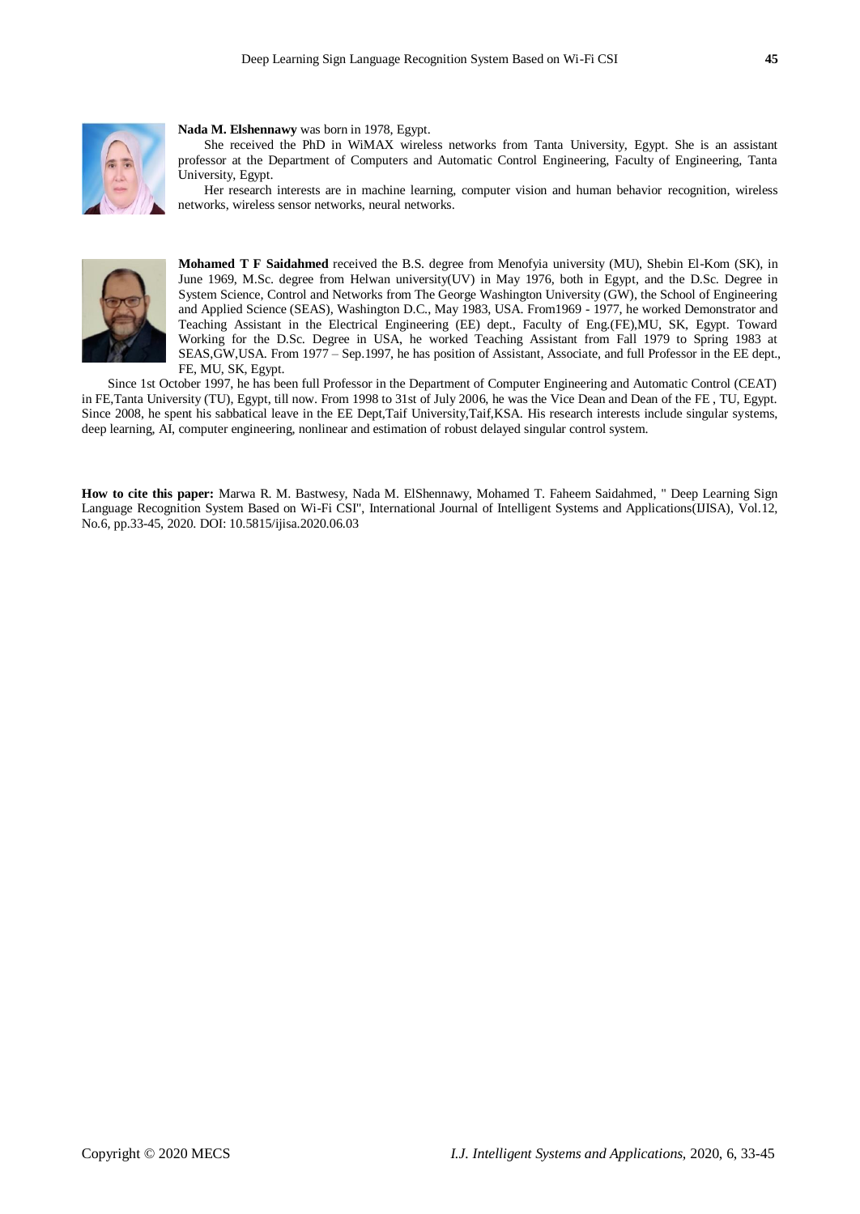**Nada M. Elshennawy** was born in 1978, Egypt.

She received the PhD in WiMAX wireless networks from Tanta University, Egypt. She is an assistant professor at the Department of Computers and Automatic Control Engineering, Faculty of Engineering, Tanta University, Egypt.

Her research interests are in machine learning, computer vision and human behavior recognition, wireless networks, wireless sensor networks, neural networks.

**Mohamed T F Saidahmed** received the B.S. degree from Menofyia university (MU), Shebin El-Kom (SK), in June 1969, M.Sc. degree from Helwan university(UV) in May 1976, both in Egypt, and the D.Sc. Degree in System Science, Control and Networks from The George Washington University (GW), the School of Engineering and Applied Science (SEAS), Washington D.C., May 1983, USA. From1969 - 1977, he worked Demonstrator and Teaching Assistant in the Electrical Engineering (EE) dept., Faculty of Eng.(FE),MU, SK, Egypt. Toward Working for the D.Sc. Degree in USA, he worked Teaching Assistant from Fall 1979 to Spring 1983 at SEAS,GW,USA. From 1977 – Sep.1997, he has position of Assistant, Associate, and full Professor in the EE dept., FE, MU, SK, Egypt.

Since 1st October 1997, he has been full Professor in the Department of Computer Engineering and Automatic Control (CEAT) in FE,Tanta University (TU), Egypt, till now. From 1998 to 31st of July 2006, he was the Vice Dean and Dean of the FE , TU, Egypt. Since 2008, he spent his sabbatical leave in the EE Dept,Taif University,Taif,KSA. His research interests include singular systems, deep learning, AI, computer engineering, nonlinear and estimation of robust delayed singular control system.

**How to cite this paper:** Marwa R. M. Bastwesy, Nada M. ElShennawy, Mohamed T. Faheem Saidahmed, " Deep Learning Sign Language Recognition System Based on Wi-Fi CSI", International Journal of Intelligent Systems and Applications(IJISA), Vol.12, No.6, pp.33-45, 2020. DOI: 10.5815/ijisa.2020.06.03